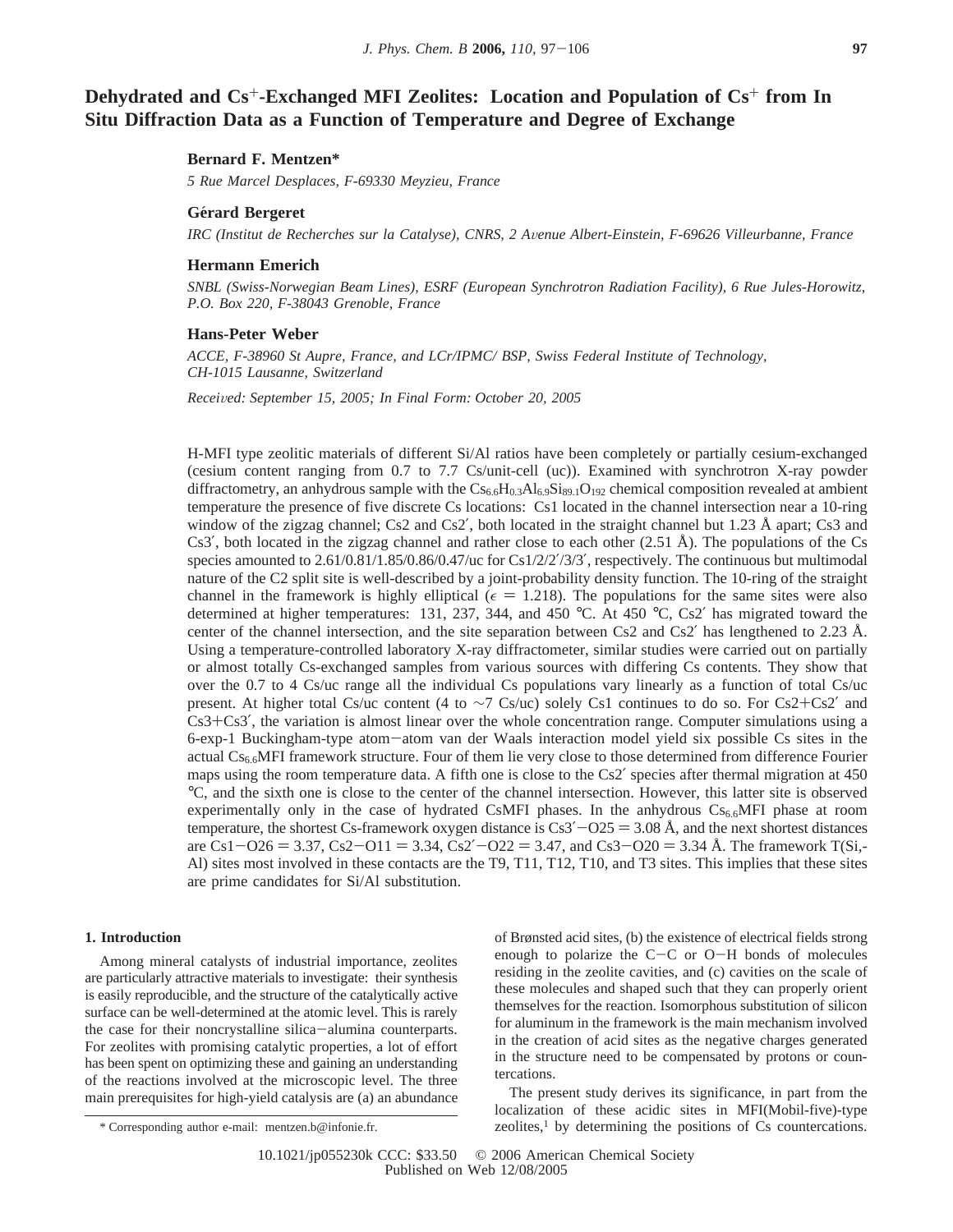# Dehydrated and $Cs^+$-Exchanged MFI Zeolites: Location and Population of $Cs^+$ from In Situ Diffraction Data as a Function of Temperature and Degree of Exchange

**Bernard F. Mentzen***

*5 Rue Marcel Desplaces, F-69330 Meyzieu, France*

**Gérard Bergeret**

*IRC (Institut de Recherches sur la Catalyse), CNRS, 2 Avenue Albert-Einstein, F-69626 Villeurbanne, France*

**Hermann Emerich**

*SNBL (Swiss-Norwegian Beam Lines), ESRF (European Synchrotron Radiation Facility), 6 Rue Jules-Horowitz, P.O. Box 220, F-38043 Grenoble, France*

**Hans-Peter Weber**

*ACCE, F-38960 St Aupre, France, and LCr/IPMC/ BSP, Swiss Federal Institute of Technology, CH-1015 Lausanne, Switzerland*

*Received: September 15, 2005; In Final Form: October 20, 2005*

H-MFI type zeolitic materials of different Si/Al ratios have been completely or partially cesium-exchanged (cesium content ranging from 0.7 to 7.7 Cs/unit-cell (uc)). Examined with synchrotron X-ray powder diffractometry, an anhydrous sample with the $Cs_{6.6}H_{0.3}Al_{6.9}Si_{89.1}O_{192}$ chemical composition revealed at ambient temperature the presence of five discrete Cs locations: Cs1 located in the channel intersection near a 10-ring window of the zigzag channel; Cs2 and Cs2′, both located in the straight channel but 1.23 Å apart; Cs3 and Cs3′, both located in the zigzag channel and rather close to each other (2.51 Å). The populations of the Cs species amounted to 2.61/0.81/1.85/0.86/0.47/uc for Cs1/2/2′/3/3′, respectively. The continuous but multimodal nature of the C2 split site is well-described by a joint-probability density function. The 10-ring of the straight channel in the framework is highly elliptical ($\epsilon = 1.218$). The populations for the same sites were also determined at higher temperatures: 131, 237, 344, and 450 °C. At 450 °C, Cs2′ has migrated toward the center of the channel intersection, and the site separation between Cs2 and Cs2′ has lengthened to 2.23 Å. Using a temperature-controlled laboratory X-ray diffractometer, similar studies were carried out on partially or almost totally Cs-exchanged samples from various sources with differing Cs contents. They show that over the 0.7 to 4 Cs/uc range all the individual Cs populations vary linearly as a function of total Cs/uc present. At higher total Cs/uc content (4 to ~7 Cs/uc) solely Cs1 continues to do so. For Cs2+Cs2′ and Cs3+Cs3′, the variation is almost linear over the whole concentration range. Computer simulations using a 6-exp-1 Buckingham-type atom–atom van der Waals interaction model yield six possible Cs sites in the actual $Cs_{6.6}$MFI framework structure. Four of them lie very close to those determined from difference Fourier maps using the room temperature data. A fifth one is close to the Cs2′ species after thermal migration at 450 °C, and the sixth one is close to the center of the channel intersection. However, this latter site is observed experimentally only in the case of hydrated CsMFI phases. In the anhydrous $Cs_{6.6}$MFI phase at room temperature, the shortest Cs-framework oxygen distance is Cs3′–O25 = 3.08 Å, and the next shortest distances are Cs1–O26 = 3.37, Cs2–O11 = 3.34, Cs2′–O22 = 3.47, and Cs3–O20 = 3.34 Å. The framework T(Si,-Al) sites most involved in these contacts are the T9, T11, T12, T10, and T3 sites. This implies that these sites are prime candidates for Si/Al substitution.

## 1. Introduction

Among mineral catalysts of industrial importance, zeolites are particularly attractive materials to investigate: their synthesis is easily reproducible, and the structure of the catalytically active surface can be well-determined at the atomic level. This is rarely the case for their noncrystalline silica–alumina counterparts. For zeolites with promising catalytic properties, a lot of effort has been spent on optimizing these and gaining an understanding of the reactions involved at the microscopic level. The three main prerequisites for high-yield catalysis are (a) an abundance of Brønsted acid sites, (b) the existence of electrical fields strong enough to polarize the C–C or O–H bonds of molecules residing in the zeolite cavities, and (c) cavities on the scale of these molecules and shaped such that they can properly orient themselves for the reaction. Isomorphous substitution of silicon for aluminum in the framework is the main mechanism involved in the creation of acid sites as the negative charges generated in the structure need to be compensated by protons or countercations.

The present study derives its significance, in part from the localization of these acidic sites in MFI(Mobil-five)-type zeolites,[1] by determining the positions of Cs countercations.

\* Corresponding author e-mail: mentzen.b@infonie.fr.

10.1021/jp055230k CCC: \$33.50 © 2006 American Chemical Society
Published on Web 12/08/2005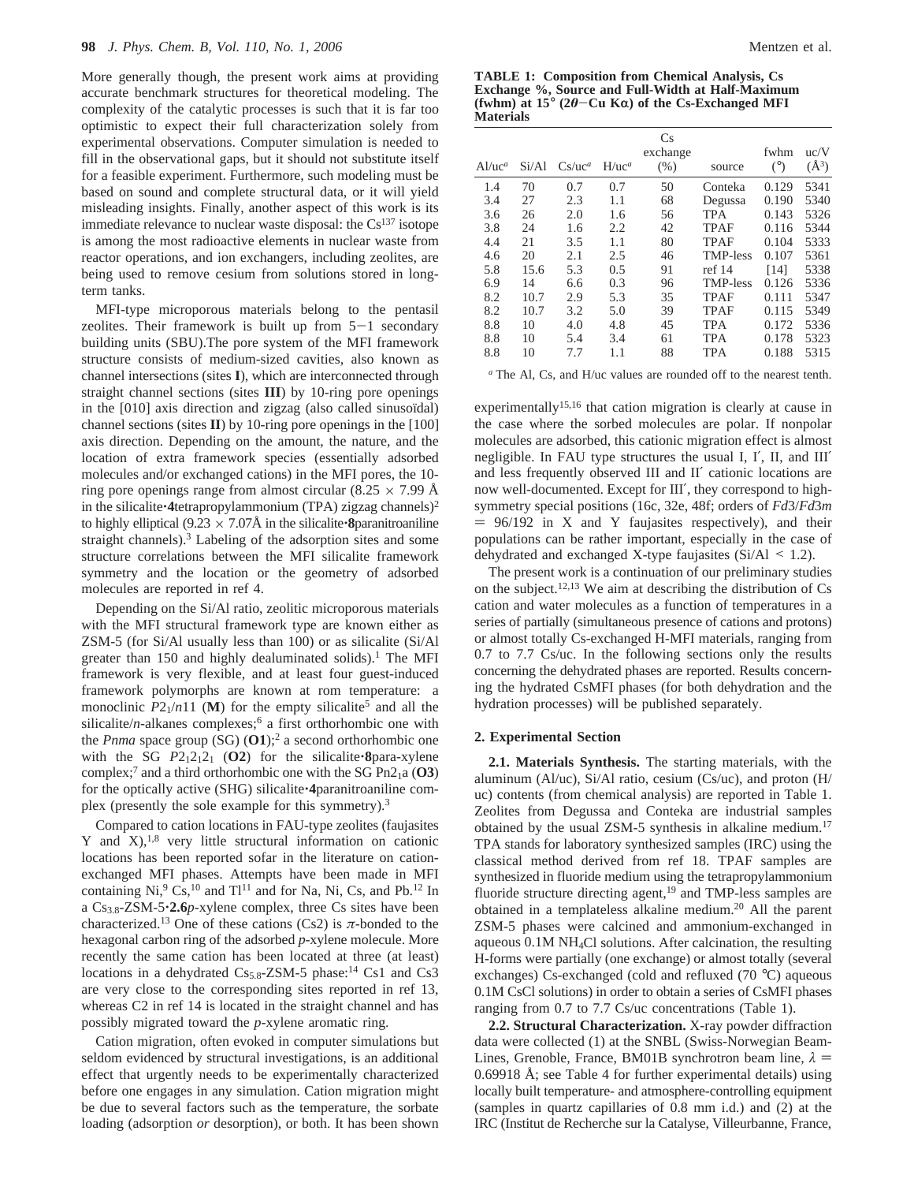More generally though, the present work aims at providing accurate benchmark structures for theoretical modeling. The complexity of the catalytic processes is such that it is far too optimistic to expect their full characterization solely from experimental observations. Computer simulation is needed to fill in the observational gaps, but it should not substitute itself for a feasible experiment. Furthermore, such modeling must be based on sound and complete structural data, or it will yield misleading insights. Finally, another aspect of this work is its immediate relevance to nuclear waste disposal: the $Cs^{137}$ isotope is among the most radioactive elements in nuclear waste from reactor operations, and ion exchangers, including zeolites, are being used to remove cesium from solutions stored in long-term tanks.

MFI-type microporous materials belong to the pentasil zeolites. Their framework is built up from 5−1 secondary building units (SBU).The pore system of the MFI framework structure consists of medium-sized cavities, also known as channel intersections (sites **I**), which are interconnected through straight channel sections (sites **III**) by 10-ring pore openings in the [010] axis direction and zigzag (also called sinusoïdal) channel sections (sites **II**) by 10-ring pore openings in the [100] axis direction. Depending on the amount, the nature, and the location of extra framework species (essentially adsorbed molecules and/or exchanged cations) in the MFI pores, the 10-ring pore openings range from almost circular (8.25 × 7.99 Å in the silicalite·**4**tetrapropylammonium (TPA) zigzag channels)[2] to highly elliptical (9.23 × 7.07Å in the silicalite·**8**paranitroaniline straight channels).[3] Labeling of the adsorption sites and some structure correlations between the MFI silicalite framework symmetry and the location or the geometry of adsorbed molecules are reported in ref 4.

Depending on the Si/Al ratio, zeolitic microporous materials with the MFI structural framework type are known either as ZSM-5 (for Si/Al usually less than 100) or as silicalite (Si/Al greater than 150 and highly dealuminated solids).[1] The MFI framework is very flexible, and at least four guest-induced framework polymorphs are known at rom temperature: a monoclinic $P2_1/n11$ (**M**) for the empty silicalite[5] and all the silicalite/*n*-alkanes complexes;[6] a first orthorhombic one with the *Pnma* space group (SG) (**O1**);[2] a second orthorhombic one with the SG $P2_12_12_1$ (**O2**) for the silicalite·**8**para-xylene complex;[7] and a third orthorhombic one with the SG $Pn2_1a$ (**O3**) for the optically active (SHG) silicalite·**4**paranitroaniline complex (presently the sole example for this symmetry).[3]

Compared to cation locations in FAU-type zeolites (faujasites Y and X),[1,8] very little structural information on cationic locations has been reported sofar in the literature on cation-exchanged MFI phases. Attempts have been made in MFI containing Ni,[9] Cs,[10] and Tl[11] and for Na, Ni, Cs, and Pb.[12] In a $Cs_{3.8}$-ZSM-5·**2.6***p*-xylene complex, three Cs sites have been characterized.[13] One of these cations (Cs2) is π-bonded to the hexagonal carbon ring of the adsorbed *p*-xylene molecule. More recently the same cation has been located at three (at least) locations in a dehydrated $Cs_{5.8}$-ZSM-5 phase:[14] Cs1 and Cs3 are very close to the corresponding sites reported in ref 13, whereas C2 in ref 14 is located in the straight channel and has possibly migrated toward the *p*-xylene aromatic ring.

Cation migration, often evoked in computer simulations but seldom evidenced by structural investigations, is an additional effect that urgently needs to be experimentally characterized before one engages in any simulation. Cation migration might be due to several factors such as the temperature, the sorbate loading (adsorption *or* desorption), or both. It has been shown experimentally[15,16] that cation migration is clearly at cause in the case where the sorbed molecules are polar. If nonpolar molecules are adsorbed, this cationic migration effect is almost negligible. In FAU type structures the usual I, I′, II, and III′ and less frequently observed III and II′ cationic locations are now well-documented. Except for III′, they correspond to high-symmetry special positions (16c, 32e, 48f; orders of *Fd*3/*Fd*3*m* = 96/192 in X and Y faujasites respectively), and their populations can be rather important, especially in the case of dehydrated and exchanged X-type faujasites (Si/Al < 1.2).

The present work is a continuation of our preliminary studies on the subject.[12,13] We aim at describing the distribution of Cs cation and water molecules as a function of temperatures in a series of partially (simultaneous presence of cations and protons) or almost totally Cs-exchanged H-MFI materials, ranging from 0.7 to 7.7 Cs/uc. In the following sections only the results concerning the dehydrated phases are reported. Results concerning the hydrated CsMFI phases (for both dehydration and the hydration processes) will be published separately.

**TABLE 1: Composition from Chemical Analysis, Cs Exchange %, Source and Full-Width at Half-Maximum (fwhm) at 15° (2θ−Cu Kα) of the Cs-Exchanged MFI Materials**

| Al/uc[a] | Si/Al | Cs/uc[a] | H/uc[a] | Cs exchange (%) | source | fwhm (°) | uc/V (Å³) |
|---|---|---|---|---|---|---|---|
| 1.4 | 70 | 0.7 | 0.7 | 50 | Conteka | 0.129 | 5341 |
| 3.4 | 27 | 2.3 | 1.1 | 68 | Degussa | 0.190 | 5340 |
| 3.6 | 26 | 2.0 | 1.6 | 56 | TPA | 0.143 | 5326 |
| 3.8 | 24 | 1.6 | 2.2 | 42 | TPAF | 0.116 | 5344 |
| 4.4 | 21 | 3.5 | 1.1 | 80 | TPAF | 0.104 | 5333 |
| 4.6 | 20 | 2.1 | 2.5 | 46 | TMP-less | 0.107 | 5361 |
| 5.8 | 15.6 | 5.3 | 0.5 | 91 | ref 14 | [14] | 5338 |
| 6.9 | 14 | 6.6 | 0.3 | 96 | TMP-less | 0.126 | 5336 |
| 8.2 | 10.7 | 2.9 | 5.3 | 35 | TPAF | 0.111 | 5347 |
| 8.2 | 10.7 | 3.2 | 5.0 | 39 | TPAF | 0.115 | 5349 |
| 8.8 | 10 | 4.0 | 4.8 | 45 | TPA | 0.172 | 5336 |
| 8.8 | 10 | 5.4 | 3.4 | 61 | TPA | 0.178 | 5323 |
| 8.8 | 10 | 7.7 | 1.1 | 88 | TPA | 0.188 | 5315 |

[a] The Al, Cs, and H/uc values are rounded off to the nearest tenth.

## 2. Experimental Section

**2.1. Materials Synthesis.** The starting materials, with the aluminum (Al/uc), Si/Al ratio, cesium (Cs/uc), and proton (H/uc) contents (from chemical analysis) are reported in Table 1. Zeolites from Degussa and Conteka are industrial samples obtained by the usual ZSM-5 synthesis in alkaline medium.[17] TPA stands for laboratory synthesized samples (IRC) using the classical method derived from ref 18. TPAF samples are synthesized in fluoride medium using the tetrapropylammonium fluoride structure directing agent,[19] and TMP-less samples are obtained in a templateless alkaline medium.[20] All the parent ZSM-5 phases were calcined and ammonium-exchanged in aqueous 0.1M $NH_4Cl$ solutions. After calcination, the resulting H-forms were partially (one exchange) or almost totally (several exchanges) Cs-exchanged (cold and refluxed (70 °C) aqueous 0.1M CsCl solutions) in order to obtain a series of CsMFI phases ranging from 0.7 to 7.7 Cs/uc concentrations (Table 1).

**2.2. Structural Characterization.** X-ray powder diffraction data were collected (1) at the SNBL (Swiss-Norwegian Beam-Lines, Grenoble, France, BM01B synchrotron beam line, λ = 0.69918 Å; see Table 4 for further experimental details) using locally built temperature- and atmosphere-controlling equipment (samples in quartz capillaries of 0.8 mm i.d.) and (2) at the IRC (Institut de Recherche sur la Catalyse, Villeurbanne, France,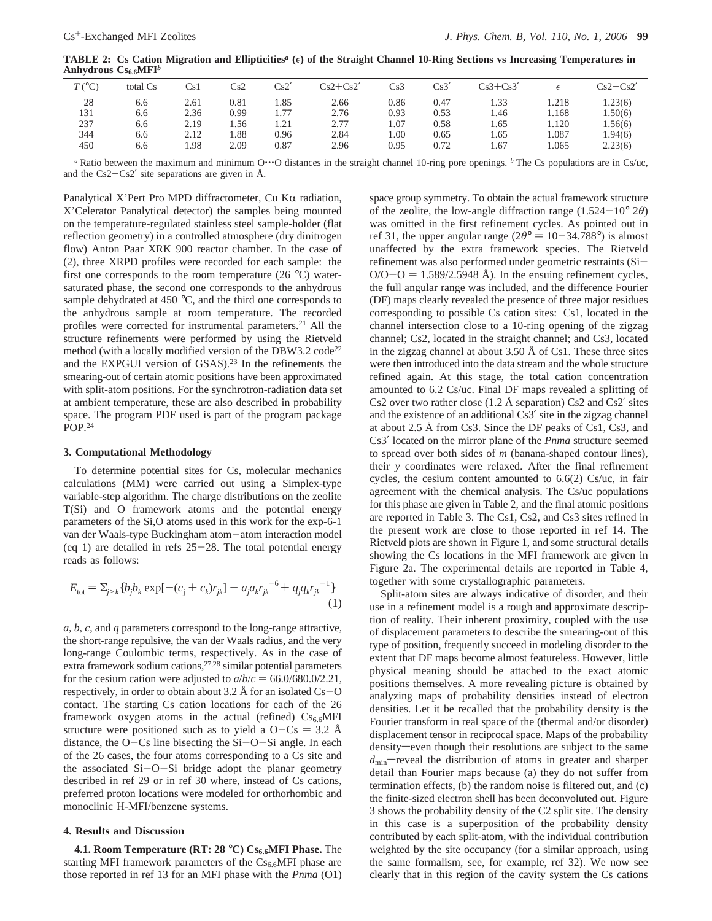**TABLE 2: Cs Cation Migration and Ellipticities[a] ($\epsilon$) of the Straight Channel 10-Ring Sections vs Increasing Temperatures in Anhydrous $Cs_{6.6}$MFI[b]**

| $T$ (°C) | total Cs | Cs1 | Cs2 | Cs2′ | Cs2+Cs2′ | Cs3 | Cs3′ | Cs3+Cs3′ | $\epsilon$ | Cs2−Cs2′ |
|---|---|---|---|---|---|---|---|---|---|---|
| 28 | 6.6 | 2.61 | 0.81 | 1.85 | 2.66 | 0.86 | 0.47 | 1.33 | 1.218 | 1.23(6) |
| 131 | 6.6 | 2.36 | 0.99 | 1.77 | 2.76 | 0.93 | 0.53 | 1.46 | 1.168 | 1.50(6) |
| 237 | 6.6 | 2.19 | 1.56 | 1.21 | 2.77 | 1.07 | 0.58 | 1.65 | 1.120 | 1.56(6) |
| 344 | 6.6 | 2.12 | 1.88 | 0.96 | 2.84 | 1.00 | 0.65 | 1.65 | 1.087 | 1.94(6) |
| 450 | 6.6 | 1.98 | 2.09 | 0.87 | 2.96 | 0.95 | 0.72 | 1.67 | 1.065 | 2.23(6) |

[a] Ratio between the maximum and minimum O···O distances in the straight channel 10-ring pore openings. [b] The Cs populations are in Cs/uc, and the Cs2−Cs2′ site separations are given in Å.

Panalytical X'Pert Pro MPD diffractometer, Cu K$\alpha$ radiation, X'Celerator Panalytical detector) the samples being mounted on the temperature-regulated stainless steel sample-holder (flat reflection geometry) in a controlled atmosphere (dry dinitrogen flow) Anton Paar XRK 900 reactor chamber. In the case of (2), three XRPD profiles were recorded for each sample: the first one corresponds to the room temperature (26 °C) water-saturated phase, the second one corresponds to the anhydrous sample dehydrated at 450 °C, and the third one corresponds to the anhydrous sample at room temperature. The recorded profiles were corrected for instrumental parameters.[21] All the structure refinements were performed by using the Rietveld method (with a locally modified version of the DBW3.2 code[22] and the EXPGUI version of GSAS).[23] In the refinements the smearing-out of certain atomic positions have been approximated with split-atom positions. For the synchrotron-radiation data set at ambient temperature, these are also described in probability space. The program PDF used is part of the program package POP.[24]

### 3. Computational Methodology

To determine potential sites for Cs, molecular mechanics calculations (MM) were carried out using a Simplex-type variable-step algorithm. The charge distributions on the zeolite T(Si) and O framework atoms and the potential energy parameters of the Si,O atoms used in this work for the exp-6-1 van der Waals-type Buckingham atom−atom interaction model (eq 1) are detailed in refs 25−28. The total potential energy reads as follows:

$$E_{\mathrm{tot}} = \Sigma_{j>k}\{b_j b_k \exp[-(c_j + c_k)r_{jk}] - a_j a_k r_{jk}^{-6} + q_j q_k r_{jk}^{-1}\} \quad (1)$$

$a$, $b$, $c$, and $q$ parameters correspond to the long-range attractive, the short-range repulsive, the van der Waals radius, and the very long-range Coulombic terms, respectively. As in the case of extra framework sodium cations,[27,28] similar potential parameters for the cesium cation were adjusted to $a/b/c$ = 66.0/680.0/2.21, respectively, in order to obtain about 3.2 Å for an isolated Cs−O contact. The starting Cs cation locations for each of the 26 framework oxygen atoms in the actual (refined) $Cs_{6.6}$MFI structure were positioned such as to yield a O−Cs = 3.2 Å distance, the O−Cs line bisecting the Si−O−Si angle. In each of the 26 cases, the four atoms corresponding to a Cs site and the associated Si−O−Si bridge adopt the planar geometry described in ref 29 or in ref 30 where, instead of Cs cations, preferred proton locations were modeled for orthorhombic and monoclinic H-MFI/benzene systems.

### 4. Results and Discussion

**4.1. Room Temperature (RT: 28 °C) $Cs_{6.6}$MFI Phase.** The starting MFI framework parameters of the $Cs_{6.6}$MFI phase are those reported in ref 13 for an MFI phase with the *Pnma* (O1) space group symmetry. To obtain the actual framework structure of the zeolite, the low-angle diffraction range (1.524−10° 2$\theta$) was omitted in the first refinement cycles. As pointed out in ref 31, the upper angular range (2$\theta$° = 10−34.788°) is almost unaffected by the extra framework species. The Rietveld refinement was also performed under geometric restraints (Si−O/O−O = 1.589/2.5948 Å). In the ensuing refinement cycles, the full angular range was included, and the difference Fourier (DF) maps clearly revealed the presence of three major residues corresponding to possible Cs cation sites: Cs1, located in the channel intersection close to a 10-ring opening of the zigzag channel; Cs2, located in the straight channel; and Cs3, located in the zigzag channel at about 3.50 Å of Cs1. These three sites were then introduced into the data stream and the whole structure refined again. At this stage, the total cation concentration amounted to 6.2 Cs/uc. Final DF maps revealed a splitting of Cs2 over two rather close (1.2 Å separation) Cs2 and Cs2′ sites and the existence of an additional Cs3′ site in the zigzag channel at about 2.5 Å from Cs3. Since the DF peaks of Cs1, Cs3, and Cs3′ located on the mirror plane of the *Pnma* structure seemed to spread over both sides of *m* (banana-shaped contour lines), their *y* coordinates were relaxed. After the final refinement cycles, the cesium content amounted to 6.6(2) Cs/uc, in fair agreement with the chemical analysis. The Cs/uc populations for this phase are given in Table 2, and the final atomic positions are reported in Table 3. The Cs1, Cs2, and Cs3 sites refined in the present work are close to those reported in ref 14. The Rietveld plots are shown in Figure 1, and some structural details showing the Cs locations in the MFI framework are given in Figure 2a. The experimental details are reported in Table 4, together with some crystallographic parameters.

Split-atom sites are always indicative of disorder, and their use in a refinement model is a rough and approximate description of reality. Their inherent proximity, coupled with the use of displacement parameters to describe the smearing-out of this type of position, frequently succeed in modeling disorder to the extent that DF maps become almost featureless. However, little physical meaning should be attached to the exact atomic positions themselves. A more revealing picture is obtained by analyzing maps of probability densities instead of electron densities. Let it be recalled that the probability density is the Fourier transform in real space of the (thermal and/or disorder) displacement tensor in reciprocal space. Maps of the probability density—even though their resolutions are subject to the same $d_{\mathrm{min}}$—reveal the distribution of atoms in greater and sharper detail than Fourier maps because (a) they do not suffer from termination effects, (b) the random noise is filtered out, and (c) the finite-sized electron shell has been deconvoluted out. Figure 3 shows the probability density of the C2 split site. The density in this case is a superposition of the probability density contributed by each split-atom, with the individual contribution weighted by the site occupancy (for a similar approach, using the same formalism, see, for example, ref 32). We now see clearly that in this region of the cavity system the Cs cations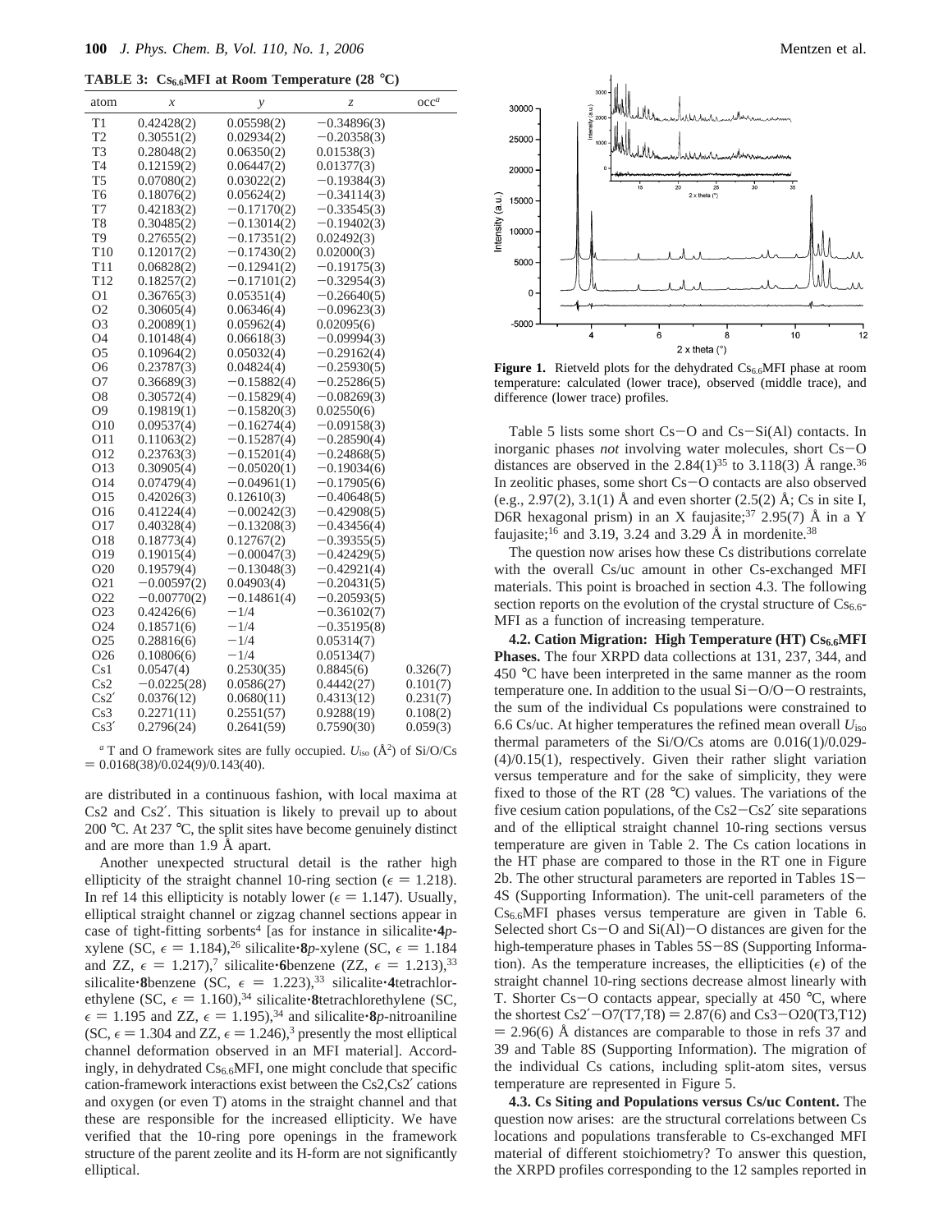**TABLE 3: $Cs_{6.6}$MFI at Room Temperature (28 °C)**

| atom | x | y | z | occ[a] |
|---|---|---|---|---|
| T1 | 0.42428(2) | 0.05598(2) | −0.34896(3) | |
| T2 | 0.30551(2) | 0.02934(2) | −0.20358(3) | |
| T3 | 0.28048(2) | 0.06350(2) | 0.01538(3) | |
| T4 | 0.12159(2) | 0.06447(2) | 0.01377(3) | |
| T5 | 0.07080(2) | 0.03022(2) | −0.19384(3) | |
| T6 | 0.18076(2) | 0.05624(2) | −0.34114(3) | |
| T7 | 0.42183(2) | −0.17170(2) | −0.33545(3) | |
| T8 | 0.30485(2) | −0.13014(2) | −0.19402(3) | |
| T9 | 0.27655(2) | −0.17351(2) | 0.02492(3) | |
| T10 | 0.12017(2) | −0.17430(2) | 0.02000(3) | |
| T11 | 0.06828(2) | −0.12941(2) | −0.19175(3) | |
| T12 | 0.18257(2) | −0.17101(2) | −0.32954(3) | |
| O1 | 0.36765(3) | 0.05351(4) | −0.26640(5) | |
| O2 | 0.30605(4) | 0.06346(4) | −0.09623(3) | |
| O3 | 0.20089(1) | 0.05962(4) | 0.02095(6) | |
| O4 | 0.10148(4) | 0.06618(3) | −0.09994(3) | |
| O5 | 0.10964(2) | 0.05032(4) | −0.29162(4) | |
| O6 | 0.23787(3) | 0.04824(4) | −0.25930(5) | |
| O7 | 0.36689(3) | −0.15882(4) | −0.25286(5) | |
| O8 | 0.30572(4) | −0.15829(4) | −0.08269(3) | |
| O9 | 0.19819(1) | −0.15820(3) | 0.02550(6) | |
| O10 | 0.09537(4) | −0.16274(4) | −0.09158(3) | |
| O11 | 0.11063(2) | −0.15287(4) | −0.28590(4) | |
| O12 | 0.23763(3) | −0.15201(4) | −0.24868(5) | |
| O13 | 0.30905(4) | −0.05020(1) | −0.19034(6) | |
| O14 | 0.07479(4) | −0.04961(1) | −0.17905(6) | |
| O15 | 0.42026(3) | 0.12610(3) | −0.40648(5) | |
| O16 | 0.41224(4) | −0.00242(3) | −0.42908(5) | |
| O17 | 0.40328(4) | −0.13208(3) | −0.43456(4) | |
| O18 | 0.18773(4) | 0.12767(2) | −0.39355(5) | |
| O19 | 0.19015(4) | −0.00047(3) | −0.42429(5) | |
| O20 | 0.19579(4) | −0.13048(3) | −0.42921(4) | |
| O21 | −0.00597(2) | 0.04903(4) | −0.20431(5) | |
| O22 | −0.00770(2) | −0.14861(4) | −0.20593(5) | |
| O23 | 0.42426(6) | −1/4 | −0.36102(7) | |
| O24 | 0.18571(6) | −1/4 | −0.35195(8) | |
| O25 | 0.28816(6) | −1/4 | 0.05314(7) | |
| O26 | 0.10806(6) | −1/4 | 0.05134(7) | |
| Cs1 | 0.0547(4) | 0.2530(35) | 0.8845(6) | 0.326(7) |
| Cs2 | −0.0225(28) | 0.0586(27) | 0.4442(27) | 0.101(7) |
| Cs2′ | 0.0376(12) | 0.0680(11) | 0.4313(12) | 0.231(7) |
| Cs3 | 0.2271(11) | 0.2551(57) | 0.9288(19) | 0.108(2) |
| Cs3′ | 0.2796(24) | 0.2641(59) | 0.7590(30) | 0.059(3) |

[a] T and O framework sites are fully occupied. $U_{iso}$ (Å$^2$) of Si/O/Cs = 0.0168(38)/0.024(9)/0.143(40).

are distributed in a continuous fashion, with local maxima at Cs2 and Cs2′. This situation is likely to prevail up to about 200 °C. At 237 °C, the split sites have become genuinely distinct and are more than 1.9 Å apart.

Another unexpected structural detail is the rather high ellipticity of the straight channel 10-ring section ($\epsilon$ = 1.218). In ref 14 this ellipticity is notably lower ($\epsilon$ = 1.147). Usually, elliptical straight channel or zigzag channel sections appear in case of tight-fitting sorbents[4] [as for instance in silicalite·4*p*-xylene (SC, $\epsilon$ = 1.184),[26] silicalite·8*p*-xylene (SC, $\epsilon$ = 1.184 and ZZ, $\epsilon$ = 1.217),[7] silicalite·6benzene (ZZ, $\epsilon$ = 1.213),[33] silicalite·8benzene (SC, $\epsilon$ = 1.223),[33] silicalite·4tetrachlorethylene (SC, $\epsilon$ = 1.160),[34] silicalite·8tetrachlorethylene (SC, $\epsilon$ = 1.195 and ZZ, $\epsilon$ = 1.195),[34] and silicalite·8*p*-nitroaniline (SC, $\epsilon$ = 1.304 and ZZ, $\epsilon$ = 1.246),[3] presently the most elliptical channel deformation observed in an MFI material]. Accordingly, in dehydrated $Cs_{6.6}$MFI, one might conclude that specific cation-framework interactions exist between the Cs2,Cs2′ cations and oxygen (or even T) atoms in the straight channel and that these are responsible for the increased ellipticity. We have verified that the 10-ring pore openings in the framework structure of the parent zeolite and its H-form are not significantly elliptical.

**Figure 1.** Rietveld plots for the dehydrated $Cs_{6.6}$MFI phase at room temperature: calculated (lower trace), observed (middle trace), and difference (lower trace) profiles.

Table 5 lists some short Cs−O and Cs−Si(Al) contacts. In inorganic phases *not* involving water molecules, short Cs−O distances are observed in the 2.84(1)[35] to 3.118(3) Å range.[36] In zeolitic phases, some short Cs−O contacts are also observed (e.g., 2.97(2), 3.1(1) Å and even shorter (2.5(2) Å; Cs in site I, D6R hexagonal prism) in an X faujasite;[37] 2.95(7) Å in a Y faujasite;[16] and 3.19, 3.24 and 3.29 Å in mordenite.[38]

The question now arises how these Cs distributions correlate with the overall Cs/uc amount in other Cs-exchanged MFI materials. This point is broached in section 4.3. The following section reports on the evolution of the crystal structure of $Cs_{6.6}$-MFI as a function of increasing temperature.

**4.2. Cation Migration: High Temperature (HT) $Cs_{6.6}$MFI Phases.** The four XRPD data collections at 131, 237, 344, and 450 °C have been interpreted in the same manner as the room temperature one. In addition to the usual Si−O/O−O restraints, the sum of the individual Cs populations were constrained to 6.6 Cs/uc. At higher temperatures the refined mean overall $U_{iso}$ thermal parameters of the Si/O/Cs atoms are 0.016(1)/0.029(4)/0.15(1), respectively. Given their rather slight variation versus temperature and for the sake of simplicity, they were fixed to those of the RT (28 °C) values. The variations of the five cesium cation populations, of the Cs2−Cs2′ site separations and of the elliptical straight channel 10-ring sections versus temperature are given in Table 2. The Cs cation locations in the HT phase are compared to those in the RT one in Figure 2b. The other structural parameters are reported in Tables 1S−4S (Supporting Information). The unit-cell parameters of the $Cs_{6.6}$MFI phases versus temperature are given in Table 6. Selected short Cs−O and Si(Al)−O distances are given for the high-temperature phases in Tables 5S−8S (Supporting Information). As the temperature increases, the ellipticities ($\epsilon$) of the straight channel 10-ring sections decrease almost linearly with T. Shorter Cs−O contacts appear, specially at 450 °C, where the shortest Cs2′−O7(T7,T8) = 2.87(6) and Cs3−O20(T3,T12) = 2.96(6) Å distances are comparable to those in refs 37 and 39 and Table 8S (Supporting Information). The migration of the individual Cs cations, including split-atom sites, versus temperature are represented in Figure 5.

**4.3. Cs Siting and Populations versus Cs/uc Content.** The question now arises: are the structural correlations between Cs locations and populations transferable to Cs-exchanged MFI material of different stoichiometry? To answer this question, the XRPD profiles corresponding to the 12 samples reported in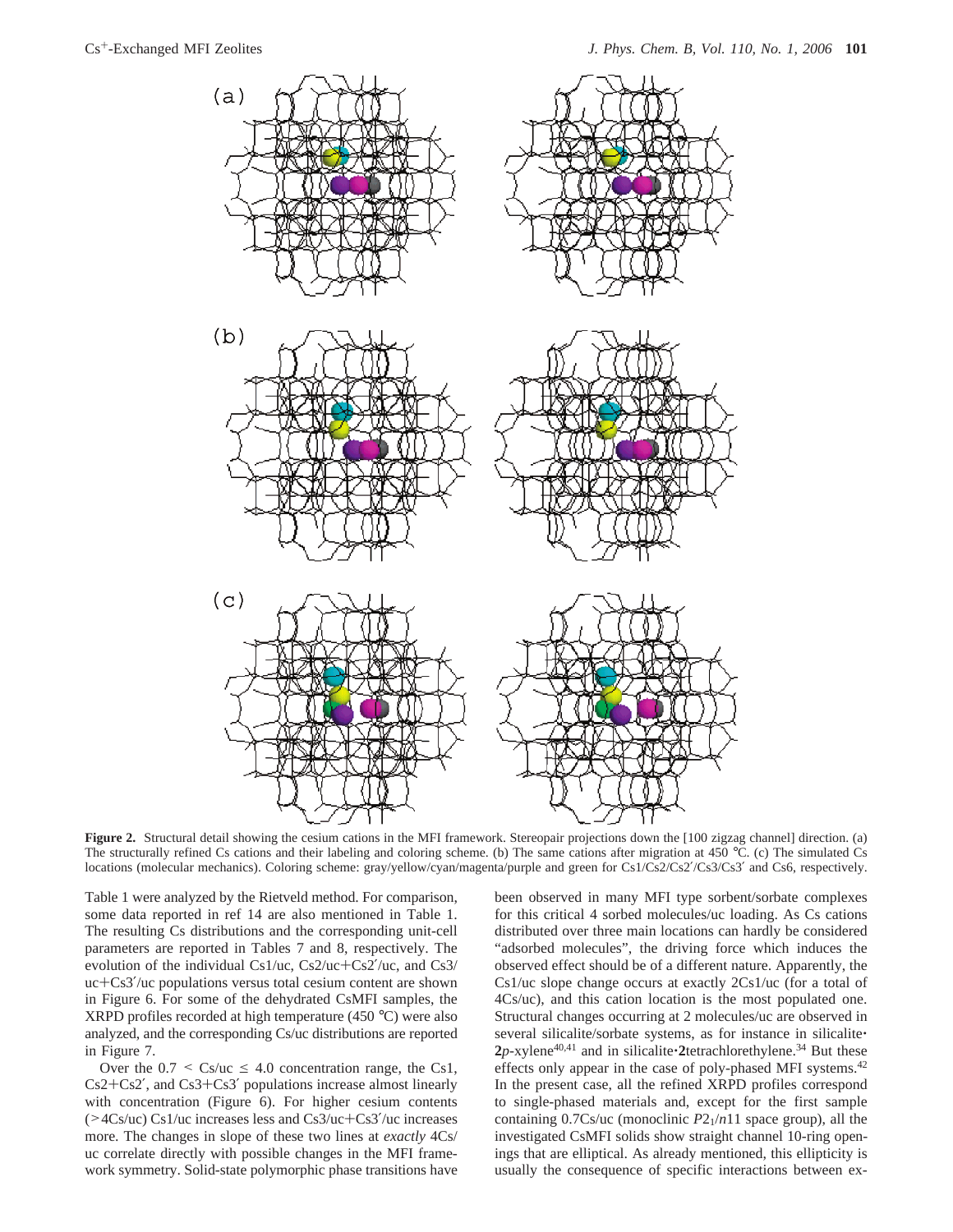**Figure 2.** Structural detail showing the cesium cations in the MFI framework. Stereopair projections down the [100 zigzag channel] direction. (a) The structurally refined Cs cations and their labeling and coloring scheme. (b) The same cations after migration at 450 °C. (c) The simulated Cs locations (molecular mechanics). Coloring scheme: gray/yellow/cyan/magenta/purple and green for Cs1/Cs2/Cs2′/Cs3/Cs3′ and Cs6, respectively.

Table 1 were analyzed by the Rietveld method. For comparison, some data reported in ref 14 are also mentioned in Table 1. The resulting Cs distributions and the corresponding unit-cell parameters are reported in Tables 7 and 8, respectively. The evolution of the individual Cs1/uc, Cs2/uc+Cs2′/uc, and Cs3/uc+Cs3′/uc populations versus total cesium content are shown in Figure 6. For some of the dehydrated CsMFI samples, the XRPD profiles recorded at high temperature (450 °C) were also analyzed, and the corresponding Cs/uc distributions are reported in Figure 7.

Over the $0.7 < \mathrm{Cs/uc} \leq 4.0$ concentration range, the Cs1, Cs2+Cs2′, and Cs3+Cs3′ populations increase almost linearly with concentration (Figure 6). For higher cesium contents (>4Cs/uc) Cs1/uc increases less and Cs3/uc+Cs3′/uc increases more. The changes in slope of these two lines at *exactly* 4Cs/uc correlate directly with possible changes in the MFI framework symmetry. Solid-state polymorphic phase transitions have been observed in many MFI type sorbent/sorbate complexes for this critical 4 sorbed molecules/uc loading. As Cs cations distributed over three main locations can hardly be considered "adsorbed molecules", the driving force which induces the observed effect should be of a different nature. Apparently, the Cs1/uc slope change occurs at exactly 2Cs1/uc (for a total of 4Cs/uc), and this cation location is the most populated one. Structural changes occurring at 2 molecules/uc are observed in several silicalite/sorbate systems, as for instance in silicalite·**2**$p$-xylene[40,41] and in silicalite·**2**tetrachlorethylene.[34] But these effects only appear in the case of poly-phased MFI systems.[42] In the present case, all the refined XRPD profiles correspond to single-phased materials and, except for the first sample containing 0.7Cs/uc (monoclinic $P2_1/n11$ space group), all the investigated CsMFI solids show straight channel 10-ring openings that are elliptical. As already mentioned, this ellipticity is usually the consequence of specific interactions between ex-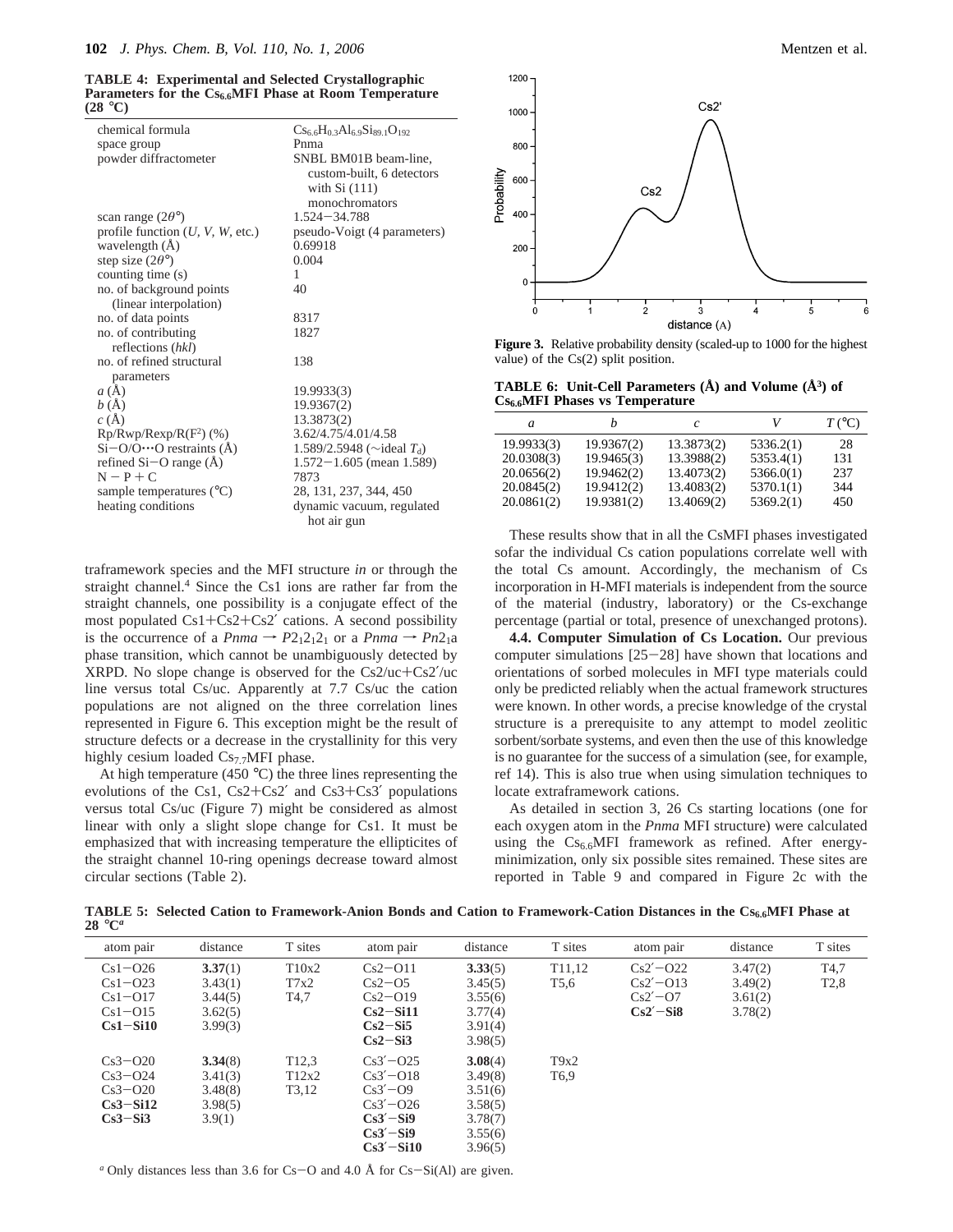**TABLE 4: Experimental and Selected Crystallographic Parameters for the $Cs_{6.6}$MFI Phase at Room Temperature (28 °C)**

| | |
|---|---|
| chemical formula | $Cs_{6.6}H_{0.3}Al_{6.9}Si_{89.1}O_{192}$ |
| space group | Pnma |
| powder diffractometer | SNBL BM01B beam-line, custom-built, 6 detectors with Si (111) monochromators |
| scan range (2θ°) | 1.524−34.788 |
| profile function (*U*, *V*, *W*, etc.) | pseudo-Voigt (4 parameters) |
| wavelength (Å) | 0.69918 |
| step size (2θ°) | 0.004 |
| counting time (s) | 1 |
| no. of background points (linear interpolation) | 40 |
| no. of data points | 8317 |
| no. of contributing reflections (*hkl*) | 1827 |
| no. of refined structural parameters | 138 |
| *a* (Å) | 19.9933(3) |
| *b* (Å) | 19.9367(2) |
| *c* (Å) | 13.3873(2) |
| $Rp/Rwp/Rexp/R(F^2)$ (%) | 3.62/4.75/4.01/4.58 |
| Si−O/O···O restraints (Å) | 1.589/2.5948 (∼ideal $T_d$) |
| refined Si−O range (Å) | 1.572−1.605 (mean 1.589) |
| N − P + C | 7873 |
| sample temperatures (°C) | 28, 131, 237, 344, 450 |
| heating conditions | dynamic vacuum, regulated hot air gun |

traframework species and the MFI structure *in* or through the straight channel.[4] Since the Cs1 ions are rather far from the straight channels, one possibility is a conjugate effect of the most populated Cs1+Cs2+Cs2′ cations. A second possibility is the occurrence of a *Pnma* → $P2_12_12_1$ or a *Pnma* → $Pn2_1a$ phase transition, which cannot be unambiguously detected by XRPD. No slope change is observed for the Cs2/uc+Cs2′/uc line versus total Cs/uc. Apparently at 7.7 Cs/uc the cation populations are not aligned on the three correlation lines represented in Figure 6. This exception might be the result of structure defects or a decrease in the crystallinity for this very highly cesium loaded $Cs_{7.7}$MFI phase.

At high temperature (450 °C) the three lines representing the evolutions of the Cs1, Cs2+Cs2′ and Cs3+Cs3′ populations versus total Cs/uc (Figure 7) might be considered as almost linear with only a slight slope change for Cs1. It must be emphasized that with increasing temperature the ellipticites of the straight channel 10-ring openings decrease toward almost circular sections (Table 2).

**Figure 3.** Relative probability density (scaled-up to 1000 for the highest value) of the Cs(2) split position.

**TABLE 6: Unit-Cell Parameters (Å) and Volume (Å³) of $Cs_{6.6}$MFI Phases vs Temperature**

| *a* | *b* | *c* | *V* | *T* (°C) |
|---|---|---|---|---|
| 19.9933(3) | 19.9367(2) | 13.3873(2) | 5336.2(1) | 28 |
| 20.0308(3) | 19.9465(3) | 13.3988(2) | 5353.4(1) | 131 |
| 20.0656(2) | 19.9462(2) | 13.4073(2) | 5366.0(1) | 237 |
| 20.0845(2) | 19.9412(2) | 13.4083(2) | 5370.1(1) | 344 |
| 20.0861(2) | 19.9381(2) | 13.4069(2) | 5369.2(1) | 450 |

These results show that in all the CsMFI phases investigated sofar the individual Cs cation populations correlate well with the total Cs amount. Accordingly, the mechanism of Cs incorporation in H-MFI materials is independent from the source of the material (industry, laboratory) or the Cs-exchange percentage (partial or total, presence of unexchanged protons).

**4.4. Computer Simulation of Cs Location.** Our previous computer simulations [25−28] have shown that locations and orientations of sorbed molecules in MFI type materials could only be predicted reliably when the actual framework structures were known. In other words, a precise knowledge of the crystal structure is a prerequisite to any attempt to model zeolitic sorbent/sorbate systems, and even then the use of this knowledge is no guarantee for the success of a simulation (see, for example, ref 14). This is also true when using simulation techniques to locate extraframework cations.

As detailed in section 3, 26 Cs starting locations (one for each oxygen atom in the *Pnma* MFI structure) were calculated using the $Cs_{6.6}$MFI framework as refined. After energy-minimization, only six possible sites remained. These sites are reported in Table 9 and compared in Figure 2c with the

**TABLE 5: Selected Cation to Framework-Anion Bonds and Cation to Framework-Cation Distances in the $Cs_{6.6}$MFI Phase at 28 °C[a]**

| atom pair | distance | T sites | atom pair | distance | T sites | atom pair | distance | T sites |
|---|---|---|---|---|---|---|---|---|
| Cs1−O26 | **3.37**(1) | T10x2 | Cs2−O11 | **3.33**(5) | T11,12 | Cs2′−O22 | 3.47(2) | T4,7 |
| Cs1−O23 | 3.43(1) | T7x2 | Cs2−O5 | 3.45(5) | T5,6 | Cs2′−O13 | 3.49(2) | T2,8 |
| Cs1−O17 | 3.44(5) | T4,7 | Cs2−O19 | 3.55(6) | | Cs2′−O7 | 3.61(2) | |
| Cs1−O15 | 3.62(5) | | **Cs2−Si11** | 3.77(4) | | **Cs2′−Si8** | 3.78(2) | |
| **Cs1−Si10** | 3.99(3) | | **Cs2−Si5** | 3.91(4) | | | | |
| | | | **Cs2−Si3** | 3.98(5) | | | | |
| Cs3−O20 | **3.34**(8) | T12,3 | Cs3′−O25 | **3.08**(4) | T9x2 | | | |
| Cs3−O24 | 3.41(3) | T12x2 | Cs3′−O18 | 3.49(8) | T6,9 | | | |
| Cs3−O20 | 3.48(8) | T3,12 | Cs3′−O9 | 3.51(6) | | | | |
| **Cs3−Si12** | 3.98(5) | | Cs3′−O26 | 3.58(5) | | | | |
| **Cs3−Si3** | 3.9(1) | | **Cs3′−Si9** | 3.78(7) | | | | |
| | | | **Cs3′−Si9** | 3.55(6) | | | | |
| | | | **Cs3′−Si10** | 3.96(5) | | | | |

[a] Only distances less than 3.6 for Cs−O and 4.0 Å for Cs−Si(Al) are given.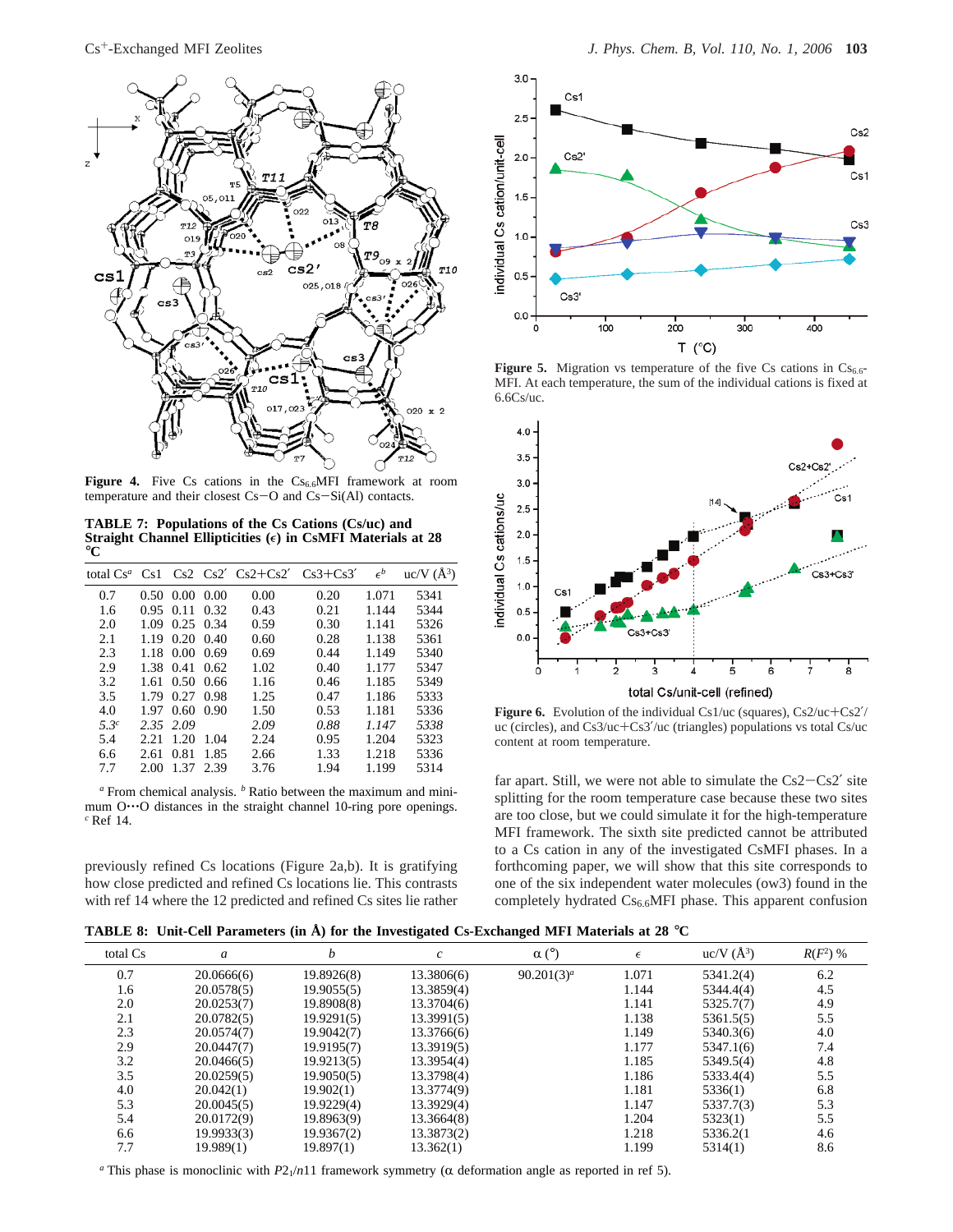**Figure 4.** Five Cs cations in the $Cs_{6.6}$MFI framework at room temperature and their closest Cs−O and Cs−Si(Al) contacts.

**TABLE 7: Populations of the Cs Cations (Cs/uc) and Straight Channel Ellipticities (ϵ) in CsMFI Materials at 28 °C**

| total Cs[a] | Cs1 | Cs2 | Cs2′ | Cs2+Cs2′ | Cs3+Cs3′ | $\epsilon^b$ | uc/V (Å$^3$) |
|---|---|---|---|---|---|---|---|
| 0.7 | 0.50 | 0.00 | 0.00 | 0.00 | 0.20 | 1.071 | 5341 |
| 1.6 | 0.95 | 0.11 | 0.32 | 0.43 | 0.21 | 1.144 | 5344 |
| 2.0 | 1.09 | 0.25 | 0.34 | 0.59 | 0.30 | 1.141 | 5326 |
| 2.1 | 1.19 | 0.20 | 0.40 | 0.60 | 0.28 | 1.138 | 5361 |
| 2.3 | 1.18 | 0.00 | 0.69 | 0.69 | 0.44 | 1.149 | 5340 |
| 2.9 | 1.38 | 0.41 | 0.62 | 1.02 | 0.40 | 1.177 | 5347 |
| 3.2 | 1.61 | 0.50 | 0.66 | 1.16 | 0.46 | 1.185 | 5349 |
| 3.5 | 1.79 | 0.27 | 0.98 | 1.25 | 0.47 | 1.186 | 5333 |
| 4.0 | 1.97 | 0.60 | 0.90 | 1.50 | 0.53 | 1.181 | 5336 |
| *5.3*[c] | *2.35* | *2.09* | | *2.09* | *0.88* | *1.147* | *5338* |
| 5.4 | 2.21 | 1.20 | 1.04 | 2.24 | 0.95 | 1.204 | 5323 |
| 6.6 | 2.61 | 0.81 | 1.85 | 2.66 | 1.33 | 1.218 | 5336 |
| 7.7 | 2.00 | 1.37 | 2.39 | 3.76 | 1.94 | 1.199 | 5314 |

[a] From chemical analysis. [b] Ratio between the maximum and minimum O···O distances in the straight channel 10-ring pore openings. [c] Ref 14.

previously refined Cs locations (Figure 2a,b). It is gratifying how close predicted and refined Cs locations lie. This contrasts with ref 14 where the 12 predicted and refined Cs sites lie rather far apart. Still, we were not able to simulate the Cs2−Cs2′ site splitting for the room temperature case because these two sites are too close, but we could simulate it for the high-temperature MFI framework. The sixth site predicted cannot be attributed to a Cs cation in any of the investigated CsMFI phases. In a forthcoming paper, we will show that this site corresponds to one of the six independent water molecules (ow3) found in the completely hydrated $Cs_{6.6}$MFI phase. This apparent confusion

**Figure 5.** Migration vs temperature of the five Cs cations in $Cs_{6.6}$-MFI. At each temperature, the sum of the individual cations is fixed at 6.6Cs/uc.

**Figure 6.** Evolution of the individual Cs1/uc (squares), Cs2/uc+Cs2′/uc (circles), and Cs3/uc+Cs3′/uc (triangles) populations vs total Cs/uc content at room temperature.

**TABLE 8: Unit-Cell Parameters (in Å) for the Investigated Cs-Exchanged MFI Materials at 28 °C**

| total Cs | *a* | *b* | *c* | α (°) | ϵ | uc/V (Å$^3$) | $R(F^2)$ % |
|---|---|---|---|---|---|---|---|
| 0.7 | 20.0666(6) | 19.8926(8) | 13.3806(6) | 90.201(3)[a] | 1.071 | 5341.2(4) | 6.2 |
| 1.6 | 20.0578(5) | 19.9055(5) | 13.3859(4) | | 1.144 | 5344.4(4) | 4.5 |
| 2.0 | 20.0253(7) | 19.8908(8) | 13.3704(6) | | 1.141 | 5325.7(7) | 4.9 |
| 2.1 | 20.0782(5) | 19.9291(5) | 13.3991(5) | | 1.138 | 5361.5(5) | 5.5 |
| 2.3 | 20.0574(7) | 19.9042(7) | 13.3766(6) | | 1.149 | 5340.3(6) | 4.0 |
| 2.9 | 20.0447(7) | 19.9195(7) | 13.3919(5) | | 1.177 | 5347.1(6) | 7.4 |
| 3.2 | 20.0466(5) | 19.9213(5) | 13.3954(4) | | 1.185 | 5349.5(4) | 4.8 |
| 3.5 | 20.0259(5) | 19.9050(5) | 13.3798(4) | | 1.186 | 5333.4(4) | 5.5 |
| 4.0 | 20.042(1) | 19.902(1) | 13.3774(9) | | 1.181 | 5336(1) | 6.8 |
| 5.3 | 20.0045(5) | 19.9229(4) | 13.3929(4) | | 1.147 | 5337.7(3) | 5.3 |
| 5.4 | 20.0172(9) | 19.8963(9) | 13.3664(8) | | 1.204 | 5323(1) | 5.5 |
| 6.6 | 19.9933(3) | 19.9367(2) | 13.3873(2) | | 1.218 | 5336.2(1 | 4.6 |
| 7.7 | 19.989(1) | 19.897(1) | 13.362(1) | | 1.199 | 5314(1) | 8.6 |

[a] This phase is monoclinic with $P2_1/n11$ framework symmetry (α deformation angle as reported in ref 5).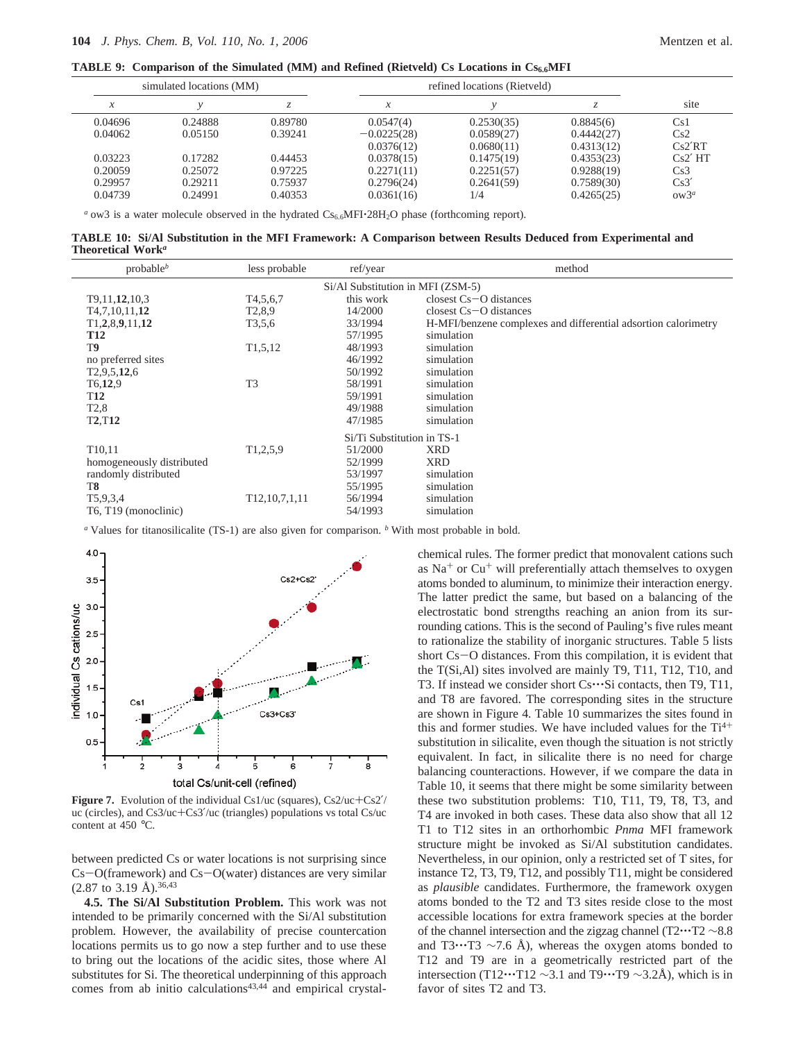**TABLE 9: Comparison of the Simulated (MM) and Refined (Rietveld) Cs Locations in $Cs_{6.6}MFI$**

| simulated locations (MM) | | | refined locations (Rietveld) | | | |
|---|---|---|---|---|---|---|
| *x* | *y* | *z* | *x* | *y* | *z* | site |
| 0.04696 | 0.24888 | 0.89780 | 0.0547(4) | 0.2530(35) | 0.8845(6) | Cs1 |
| 0.04062 | 0.05150 | 0.39241 | −0.0225(28) | 0.0589(27) | 0.4442(27) | Cs2 |
| | | | 0.0376(12) | 0.0680(11) | 0.4313(12) | Cs2′RT |
| 0.03223 | 0.17282 | 0.44453 | 0.0378(15) | 0.1475(19) | 0.4353(23) | Cs2′ HT |
| 0.20059 | 0.25072 | 0.97225 | 0.2271(11) | 0.2251(57) | 0.9288(19) | Cs3 |
| 0.29957 | 0.29211 | 0.75937 | 0.2796(24) | 0.2641(59) | 0.7589(30) | Cs3′ |
| 0.04739 | 0.24991 | 0.40353 | 0.0361(16) | 1/4 | 0.4265(25) | ow3[a] |

[a] ow3 is a water molecule observed in the hydrated $Cs_{6.6}MFI{\cdot}28H_2O$ phase (forthcoming report).

**TABLE 10: Si/Al Substitution in the MFI Framework: A Comparison between Results Deduced from Experimental and Theoretical Work[a]**

| probable[b] | less probable | ref/year | method |
|---|---|---|---|
| | | Si/Al Substitution in MFI (ZSM-5) | |
| T9,11,**12**,10,3 | T4,5,6,7 | this work | closest Cs−O distances |
| T4,7,10,11,**12** | T2,8,9 | 14/2000 | closest Cs−O distances |
| T1,**2**,8,**9**,11,**12** | T3,5,6 | 33/1994 | H-MFI/benzene complexes and differential adsortion calorimetry |
| **T12** | | 57/1995 | simulation |
| T**9** | T1,5,12 | 48/1993 | simulation |
| no preferred sites | | 46/1992 | simulation |
| T2,9,5,**12**,6 | | 50/1992 | simulation |
| T6,**12**,9 | T3 | 58/1991 | simulation |
| T**12** | | 59/1991 | simulation |
| T2,8 | | 49/1988 | simulation |
| T**2**,T**12** | | 47/1985 | simulation |
| | | Si/Ti Substitution in TS-1 | |
| T10,11 | T1,2,5,9 | 51/2000 | XRD |
| homogeneously distributed | | 52/1999 | XRD |
| randomly distributed | | 53/1997 | simulation |
| T**8** | | 55/1995 | simulation |
| T5,9,3,4 | T12,10,7,1,11 | 56/1994 | simulation |
| T6, T19 (monoclinic) | | 54/1993 | simulation |

[a] Values for titanosilicalite (TS-1) are also given for comparison. [b] With most probable in bold.

**Figure 7.** Evolution of the individual Cs1/uc (squares), Cs2/uc+Cs2′/uc (circles), and Cs3/uc+Cs3′/uc (triangles) populations vs total Cs/uc content at 450 °C.

between predicted Cs or water locations is not surprising since Cs−O(framework) and Cs−O(water) distances are very similar (2.87 to 3.19 Å).[36,43]

**4.5. The Si/Al Substitution Problem.** This work was not intended to be primarily concerned with the Si/Al substitution problem. However, the availability of precise countercation locations permits us to go now a step further and to use these to bring out the locations of the acidic sites, those where Al substitutes for Si. The theoretical underpinning of this approach comes from ab initio calculations[43,44] and empirical crystal-chemical rules. The former predict that monovalent cations such as $Na^+$ or $Cu^+$ will preferentially attach themselves to oxygen atoms bonded to aluminum, to minimize their interaction energy. The latter predict the same, but based on a balancing of the electrostatic bond strengths reaching an anion from its surrounding cations. This is the second of Pauling's five rules meant to rationalize the stability of inorganic structures. Table 5 lists short Cs−O distances. From this compilation, it is evident that the T(Si,Al) sites involved are mainly T9, T11, T12, T10, and T3. If instead we consider short Cs⋯Si contacts, then T9, T11, and T8 are favored. The corresponding sites in the structure are shown in Figure 4. Table 10 summarizes the sites found in this and former studies. We have included values for the $Ti^{4+}$ substitution in silicalite, even though the situation is not strictly equivalent. In fact, in silicalite there is no need for charge balancing counteractions. However, if we compare the data in Table 10, it seems that there might be some similarity between these two substitution problems: T10, T11, T9, T8, T3, and T4 are invoked in both cases. These data also show that all 12 T1 to T12 sites in an orthorhombic *Pnma* MFI framework structure might be invoked as Si/Al substitution candidates. Nevertheless, in our opinion, only a restricted set of T sites, for instance T2, T3, T9, T12, and possibly T11, might be considered as *plausible* candidates. Furthermore, the framework oxygen atoms bonded to the T2 and T3 sites reside close to the most accessible locations for extra framework species at the border of the channel intersection and the zigzag channel (T2⋯T2 ∼8.8 and T3⋯T3 ∼7.6 Å), whereas the oxygen atoms bonded to T12 and T9 are in a geometrically restricted part of the intersection (T12⋯T12 ∼3.1 and T9⋯T9 ∼3.2Å), which is in favor of sites T2 and T3.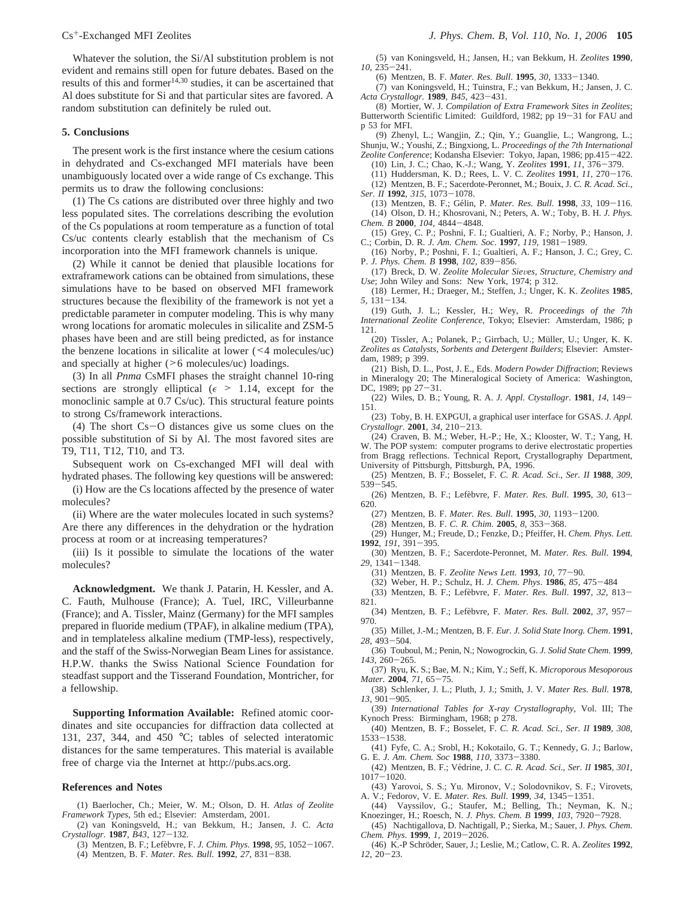Whatever the solution, the Si/Al substitution problem is not evident and remains still open for future debates. Based on the results of this and former[14,30] studies, it can be ascertained that Al does substitute for Si and that particular sites are favored. A random substitution can definitely be ruled out.

## 5. Conclusions

The present work is the first instance where the cesium cations in dehydrated and Cs-exchanged MFI materials have been unambiguously located over a wide range of Cs exchange. This permits us to draw the following conclusions:

(1) The Cs cations are distributed over three highly and two less populated sites. The correlations describing the evolution of the Cs populations at room temperature as a function of total Cs/uc contents clearly establish that the mechanism of Cs incorporation into the MFI framework channels is unique.

(2) While it cannot be denied that plausible locations for extraframework cations can be obtained from simulations, these simulations have to be based on observed MFI framework structures because the flexibility of the framework is not yet a predictable parameter in computer modeling. This is why many wrong locations for aromatic molecules in silicalite and ZSM-5 phases have been and are still being predicted, as for instance the benzene locations in silicalite at lower (<4 molecules/uc) and specially at higher (>6 molecules/uc) loadings.

(3) In all *Pnma* CsMFI phases the straight channel 10-ring sections are strongly elliptical ($\epsilon$ > 1.14, except for the monoclinic sample at 0.7 Cs/uc). This structural feature points to strong Cs/framework interactions.

(4) The short Cs−O distances give us some clues on the possible substitution of Si by Al. The most favored sites are T9, T11, T12, T10, and T3.

Subsequent work on Cs-exchanged MFI will deal with hydrated phases. The following key questions will be answered:

(i) How are the Cs locations affected by the presence of water molecules?

(ii) Where are the water molecules located in such systems? Are there any differences in the dehydration or the hydration process at room or at increasing temperatures?

(iii) Is it possible to simulate the locations of the water molecules?

**Acknowledgment.** We thank J. Patarin, H. Kessler, and A. C. Fauth, Mulhouse (France); A. Tuel, IRC, Villeurbanne (France); and A. Tissler, Mainz (Germany) for the MFI samples prepared in fluoride medium (TPAF), in alkaline medium (TPA), and in templateless alkaline medium (TMP-less), respectively, and the staff of the Swiss-Norwegian Beam Lines for assistance. H.P.W. thanks the Swiss National Science Foundation for steadfast support and the Tisserand Foundation, Montricher, for a fellowship.

**Supporting Information Available:** Refined atomic coordinates and site occupancies for diffraction data collected at 131, 237, 344, and 450 °C; tables of selected interatomic distances for the same temperatures. This material is available free of charge via the Internet at http://pubs.acs.org.

## References and Notes

(1) Baerlocher, Ch.; Meier, W. M.; Olson, D. H. *Atlas of Zeolite Framework Types*, 5th ed.; Elsevier: Amsterdam, 2001.

(2) van Koningsveld, H.; van Bekkum, H.; Jansen, J. C. *Acta Crystallogr.* **1987**, *B43*, 127−132.

(3) Mentzen, B. F.; Lefèbvre, F. *J. Chim. Phys.* **1998**, *95*, 1052−1067.

(4) Mentzen, B. F. *Mater. Res. Bull.* **1992**, *27*, 831−838.

(5) van Koningsveld, H.; Jansen, H.; van Bekkum, H. *Zeolites* **1990**, *10*, 235−241.

(6) Mentzen, B. F. *Mater. Res. Bull.* **1995**, *30*, 1333−1340.

(7) van Koningsveld, H.; Tuinstra, F.; van Bekkum, H.; Jansen, J. C. *Acta Crystallogr.* **1989**, *B45*, 423−431.

(8) Mortier, W. J. *Compilation of Extra Framework Sites in Zeolites*; Butterworth Scientific Limited: Guildford, 1982; pp 19−31 for FAU and p 53 for MFI.

(9) Zhenyl, L.; Wangjin, Z.; Qin, Y.; Guanglie, L.; Wangrong, L.; Shunju, W.; Youshi, Z.; Bingxiong, L. *Proceedings of the 7th International Zeolite Conference*; Kodansha Elsevier: Tokyo, Japan, 1986; pp.415−422.

(10) Lin, J. C.; Chao, K.-J.; Wang, Y. *Zeolites* **1991**, *11*, 376−379.

(11) Huddersman, K. D.; Rees, L. V. C. *Zeolites* **1991**, *11*, 270−176.

(12) Mentzen, B. F.; Sacerdote-Peronnet, M.; Bouix, J. *C. R. Acad. Sci., Ser. II* **1992**, *315*, 1073−1078.

(13) Mentzen, B. F.; Gélin, P. *Mater. Res. Bull.* **1998**, *33*, 109−116.

(14) Olson, D. H.; Khosrovani, N.; Peters, A. W.; Toby, B. H. *J. Phys. Chem. B* **2000**, *104*, 4844−4848.

(15) Grey, C. P.; Poshni, F. I.; Gualtieri, A. F.; Norby, P.; Hanson, J. C.; Corbin, D. R. *J. Am. Chem. Soc.* **1997**, *119*, 1981−1989.

(16) Norby, P.; Poshni, F. I.; Gualtieri, A. F.; Hanson, J. C.; Grey, C. P. *J. Phys. Chem. B* **1998**, *102*, 839−856.

(17) Breck, D. W. *Zeolite Molecular Sieves, Structure, Chemistry and Use*; John Wiley and Sons: New York, 1974; p 312.

(18) Lermer, H.; Draeger, M.; Steffen, J.; Unger, K. K. *Zeolites* **1985**, *5*, 131−134.

(19) Guth, J. L.; Kessler, H.; Wey, R. *Proceedings of the 7th International Zeolite Conference*, Tokyo; Elsevier: Amsterdam, 1986; p 121.

(20) Tissler, A.; Polanek, P.; Girrbach, U.; Müller, U.; Unger, K. K. *Zeolites as Catalysts, Sorbents and Detergent Builders*; Elsevier: Amsterdam, 1989; p 399.

(21) Bish, D. L., Post, J. E., Eds. *Modern Powder Diffraction*; Reviews in Mineralogy 20; The Mineralogical Society of America: Washington, DC, 1989; pp 27−31.

(22) Wiles, D. B.; Young, R. A. *J. Appl. Ctystallogr.* **1981**, *14*, 149−151.

(23) Toby, B. H. EXPGUI, a graphical user interface for GSAS. *J. Appl. Crystallogr.* **2001**, *34*, 210−213.

(24) Craven, B. M.; Weber, H.-P.; He, X.; Klooster, W. T.; Yang, H. W. The POP system: computer programs to derive electrostatic properties from Bragg reflections. Technical Report, Crystallography Department, University of Pittsburgh, Pittsburgh, PA, 1996.

(25) Mentzen, B. F.; Bosselet, F. *C. R. Acad. Sci., Ser. II* **1988**, *309*, 539−545.

(26) Mentzen, B. F.; Lefèbvre, F. *Mater. Res. Bull.* **1995**, *30*, 613−620.

(27) Mentzen, B. F. *Mater. Res. Bull.* **1995**, *30*, 1193−1200.

(28) Mentzen, B. F. *C. R. Chim.* **2005**, *8*, 353−368.

(29) Hunger, M.; Freude, D.; Fenzke, D.; Pfeiffer, H. *Chem. Phys. Lett.* **1992**, *191*, 391−395.

(30) Mentzen, B. F.; Sacerdote-Peronnet, M. *Mater. Res. Bull.* **1994**, *29*, 1341−1348.

(31) Mentzen, B. F. *Zeolite News Lett.* **1993**, *10*, 77−90.

(32) Weber, H. P.; Schulz, H. *J. Chem. Phys.* **1986**, *85*, 475−484

(33) Mentzen, B. F.; Lefèbvre, F. *Mater. Res. Bull.* **1997**, *32*, 813−821.

(34) Mentzen, B. F.; Lefèbvre, F. *Mater. Res. Bull.* **2002**, *37*, 957−970.

(35) Millet, J.-M.; Mentzen, B. F. *Eur. J. Solid State Inorg. Chem.* **1991**, *28*, 493−504.

(36) Touboul, M.; Penin, N.; Nowogrockin, G. *J. Solid State Chem.* **1999**, *143*, 260−265.

(37) Ryu, K. S.; Bae, M. N.; Kim, Y.; Seff, K. *Microporous Mesoporous Mater.* **2004**, *71*, 65−75.

(38) Schlenker, J. L.; Pluth, J. J.; Smith, J. V. *Mater Res. Bull.* **1978**, *13*, 901−905.

(39) *International Tables for X-ray Crystallography*, Vol. III; The Kynoch Press: Birmingham, 1968; p 278.

(40) Mentzen, B. F.; Bosselet, F. *C. R. Acad. Sci., Ser. II* **1989**, *308*, 1533−1538.

(41) Fyfe, C. A.; Strobl, H.; Kokotailo, G. T.; Kennedy, G. J.; Barlow, G. E. *J. Am. Chem. Soc* **1988**, *110*, 3373−3380.

(42) Mentzen, B. F.; Védrine, J. C. *C. R. Acad. Sci., Ser. II* **1985**, *301*, 1017−1020.

(43) Yarovoi, S. S.; Yu. Mironov, V.; Solodovnikov, S. F.; Virovets, A. V.; Fedorov, V. E. *Mater. Res. Bull.* **1999**, *34*, 1345−1351.

(44) Vayssilov, G.; Staufer, M.; Belling, Th.; Neyman, K. N.; Knoezinger, H.; Roesch, N. *J. Phys. Chem. B* **1999**, *103*, 7920−7928.

(45) Nachtigallova, D. Nachtigall, P.; Sierka, M.; Sauer, J. *Phys. Chem. Chem. Phys.* **1999**, *1*, 2019−2026.

(46) K.-P Schröder, Sauer, J.; Leslie, M.; Catlow, C. R. A. *Zeolites* **1992**, *12*, 20−23.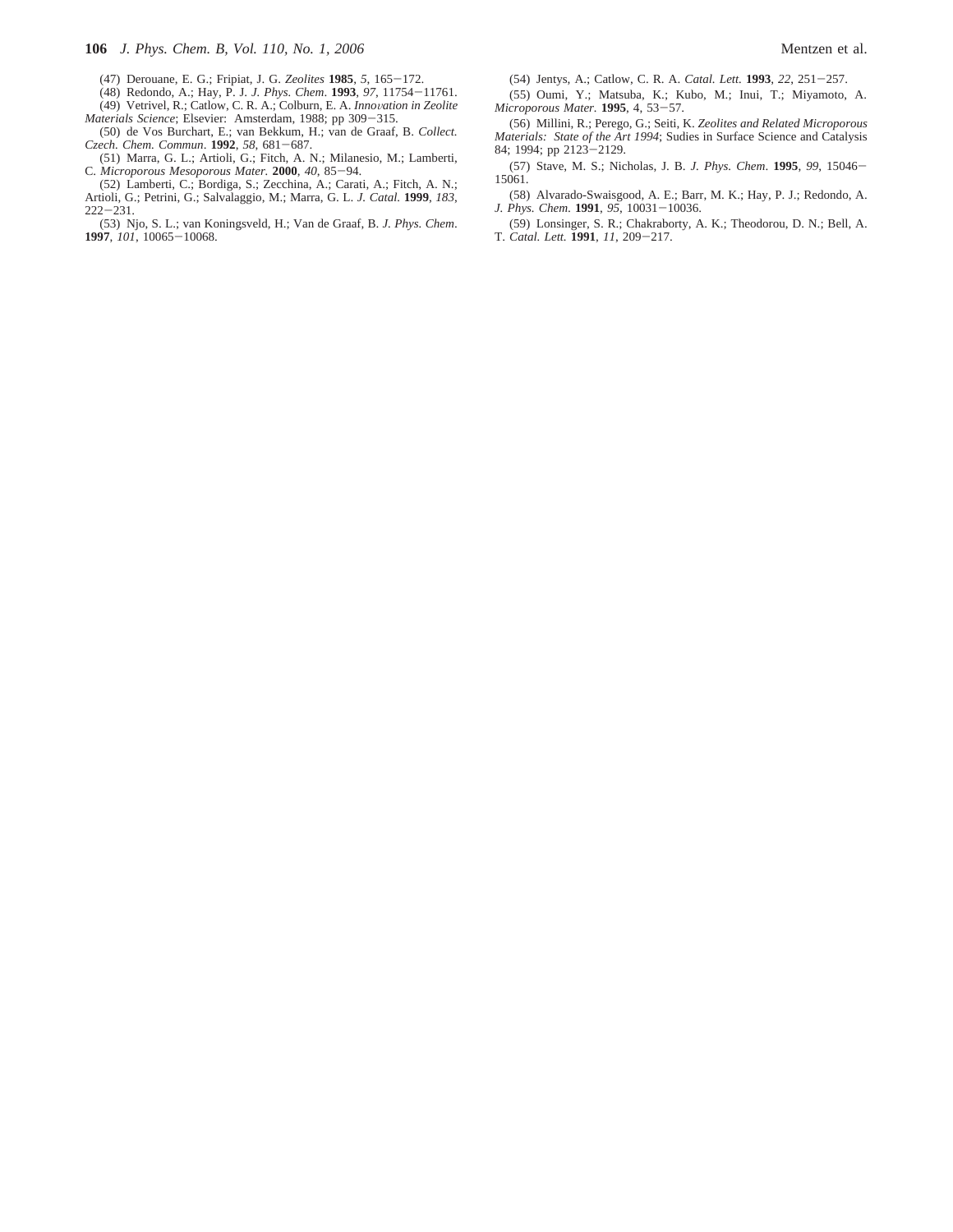(47) Derouane, E. G.; Fripiat, J. G. *Zeolites* **1985**, *5*, 165−172.

(48) Redondo, A.; Hay, P. J. *J. Phys. Chem*. **1993**, *97*, 11754−11761.

(49) Vetrivel, R.; Catlow, C. R. A.; Colburn, E. A. *Innovation in Zeolite Materials Science*; Elsevier: Amsterdam, 1988; pp 309−315.

(50) de Vos Burchart, E.; van Bekkum, H.; van de Graaf, B. *Collect. Czech. Chem. Commun*. **1992**, *58*, 681−687.

(51) Marra, G. L.; Artioli, G.; Fitch, A. N.; Milanesio, M.; Lamberti, C. *Microporous Mesoporous Mater.* **2000**, *40*, 85−94.

(52) Lamberti, C.; Bordiga, S.; Zecchina, A.; Carati, A.; Fitch, A. N.; Artioli, G.; Petrini, G.; Salvalaggio, M.; Marra, G. L. *J. Catal.* **1999**, *183*, 222−231.

(53) Njo, S. L.; van Koningsveld, H.; Van de Graaf, B. *J. Phys. Chem*. **1997**, *101*, 10065−10068.

(54) Jentys, A.; Catlow, C. R. A. *Catal. Lett.* **1993**, *22*, 251−257.

(55) Oumi, Y.; Matsuba, K.; Kubo, M.; Inui, T.; Miyamoto, A. *Microporous Mater.* **1995**, 4, 53−57.

(56) Millini, R.; Perego, G.; Seiti, K. *Zeolites and Related Microporous Materials: State of the Art 1994*; Sudies in Surface Science and Catalysis 84; 1994; pp 2123−2129.

(57) Stave, M. S.; Nicholas, J. B. *J. Phys. Chem*. **1995**, *99*, 15046−15061.

(58) Alvarado-Swaisgood, A. E.; Barr, M. K.; Hay, P. J.; Redondo, A. *J. Phys. Chem.* **1991**, *95*, 10031−10036.

(59) Lonsinger, S. R.; Chakraborty, A. K.; Theodorou, D. N.; Bell, A. T. *Catal. Lett.* **1991**, *11*, 209−217.